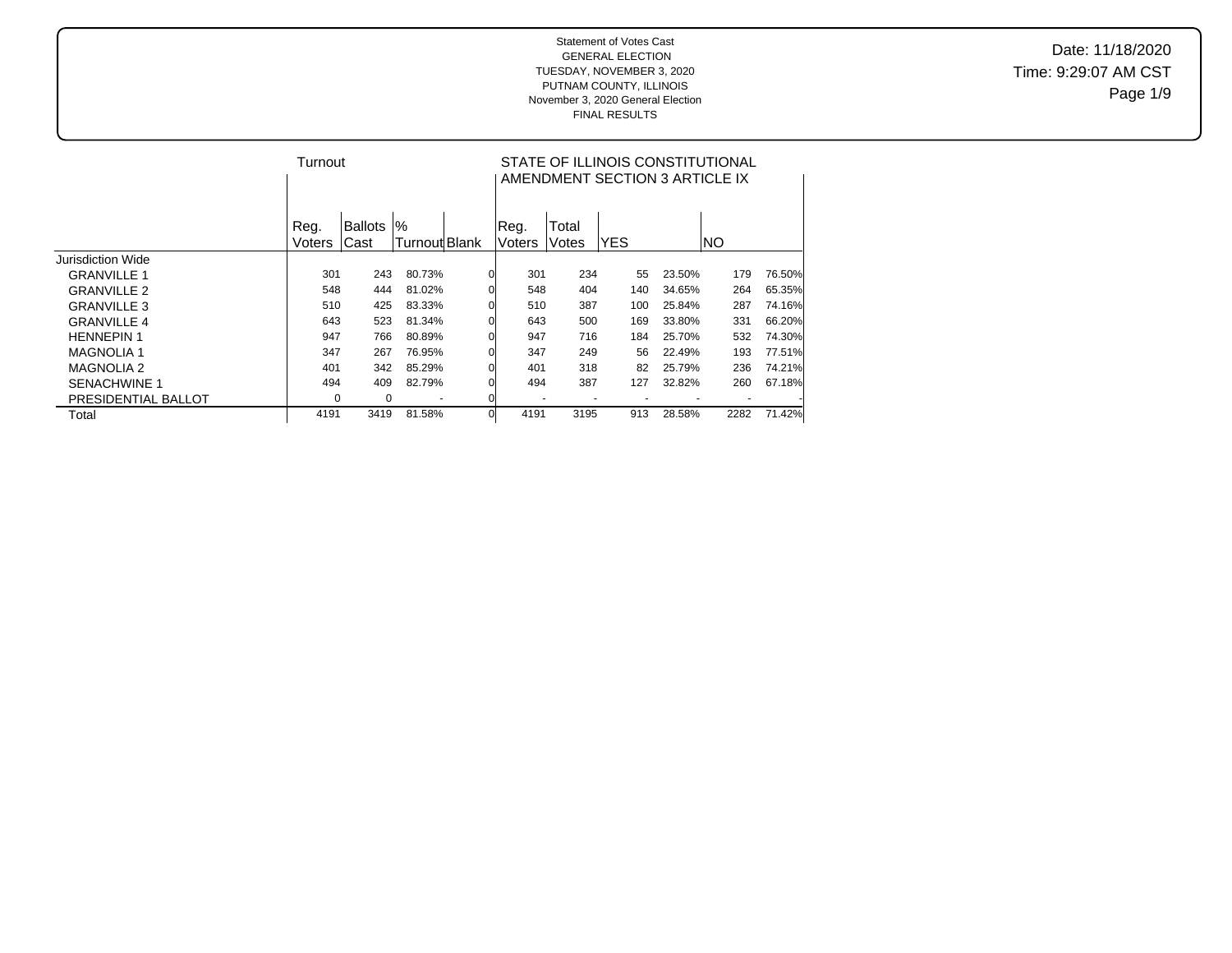Statement of Votes Cast
GENERAL ELECTION
TUESDAY, NOVEMBER 3, 2020
PUTNAM COUNTY, ILLINOIS
November 3, 2020 General Election
FINAL RESULTS

Date: 11/18/2020
Time: 9:29:07 AM CST

| | Turnout | | | | STATE OF ILLINOIS CONSTITUTIONAL AMENDMENT SECTION 3 ARTICLE IX | | | | | |
|---|---|---|---|---|---|---|---|---|---|---|
| | Reg. Voters | Ballots Cast | % Turnout | Blank | Reg. Voters | Total Votes | YES | | NO | |
| Jurisdiction Wide | | | | | | | | | | |
| GRANVILLE 1 | 301 | 243 | 80.73% | 0 | 301 | 234 | 55 | 23.50% | 179 | 76.50% |
| GRANVILLE 2 | 548 | 444 | 81.02% | 0 | 548 | 404 | 140 | 34.65% | 264 | 65.35% |
| GRANVILLE 3 | 510 | 425 | 83.33% | 0 | 510 | 387 | 100 | 25.84% | 287 | 74.16% |
| GRANVILLE 4 | 643 | 523 | 81.34% | 0 | 643 | 500 | 169 | 33.80% | 331 | 66.20% |
| HENNEPIN 1 | 947 | 766 | 80.89% | 0 | 947 | 716 | 184 | 25.70% | 532 | 74.30% |
| MAGNOLIA 1 | 347 | 267 | 76.95% | 0 | 347 | 249 | 56 | 22.49% | 193 | 77.51% |
| MAGNOLIA 2 | 401 | 342 | 85.29% | 0 | 401 | 318 | 82 | 25.79% | 236 | 74.21% |
| SENACHWINE 1 | 494 | 409 | 82.79% | 0 | 494 | 387 | 127 | 32.82% | 260 | 67.18% |
| PRESIDENTIAL BALLOT | 0 | 0 | - | 0 | - | - | - | - | - | - |
| Total | 4191 | 3419 | 81.58% | 0 | 4191 | 3195 | 913 | 28.58% | 2282 | 71.42% |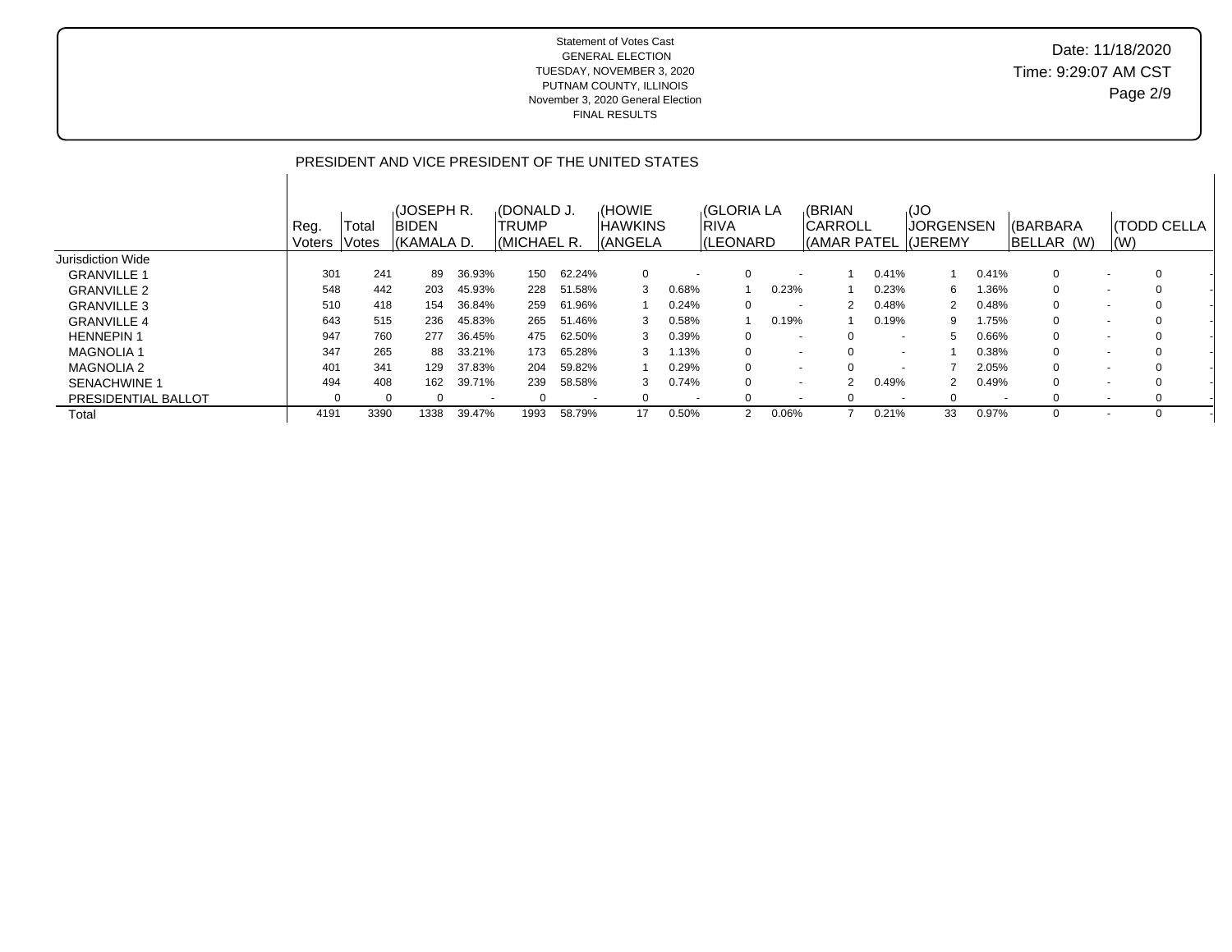Statement of Votes Cast
GENERAL ELECTION
TUESDAY, NOVEMBER 3, 2020
PUTNAM COUNTY, ILLINOIS
November 3, 2020 General Election
FINAL RESULTS

Date: 11/18/2020
Time: 9:29:07 AM CST

## PRESIDENT AND VICE PRESIDENT OF THE UNITED STATES

| | Reg. Voters | Total Votes | (JOSEPH R. BIDEN (KAMALA D. | | (DONALD J. TRUMP (MICHAEL R. | | (HOWIE HAWKINS (ANGELA | | (GLORIA LA RIVA (LEONARD | | (BRIAN CARROLL (AMAR PATEL | | (JO JORGENSEN (JEREMY | | (BARBARA BELLAR (W) | | (TODD CELLA (W) | |
|---|---|---|---|---|---|---|---|---|---|---|---|---|---|---|---|---|---|---|
| Jurisdiction Wide | | | | | | | | | | | | | | | | | | |
| GRANVILLE 1 | 301 | 241 | 89 | 36.93% | 150 | 62.24% | 0 | - | 0 | - | 1 | 0.41% | 1 | 0.41% | 0 | - | 0 | - |
| GRANVILLE 2 | 548 | 442 | 203 | 45.93% | 228 | 51.58% | 3 | 0.68% | 1 | 0.23% | 1 | 0.23% | 6 | 1.36% | 0 | - | 0 | - |
| GRANVILLE 3 | 510 | 418 | 154 | 36.84% | 259 | 61.96% | 1 | 0.24% | 0 | - | 2 | 0.48% | 2 | 0.48% | 0 | - | 0 | - |
| GRANVILLE 4 | 643 | 515 | 236 | 45.83% | 265 | 51.46% | 3 | 0.58% | 1 | 0.19% | 1 | 0.19% | 9 | 1.75% | 0 | - | 0 | - |
| HENNEPIN 1 | 947 | 760 | 277 | 36.45% | 475 | 62.50% | 3 | 0.39% | 0 | - | 0 | - | 5 | 0.66% | 0 | - | 0 | - |
| MAGNOLIA 1 | 347 | 265 | 88 | 33.21% | 173 | 65.28% | 3 | 1.13% | 0 | - | 0 | - | 1 | 0.38% | 0 | - | 0 | - |
| MAGNOLIA 2 | 401 | 341 | 129 | 37.83% | 204 | 59.82% | 1 | 0.29% | 0 | - | 0 | - | 7 | 2.05% | 0 | - | 0 | - |
| SENACHWINE 1 | 494 | 408 | 162 | 39.71% | 239 | 58.58% | 3 | 0.74% | 0 | - | 2 | 0.49% | 2 | 0.49% | 0 | - | 0 | - |
| PRESIDENTIAL BALLOT | 0 | 0 | 0 | - | 0 | - | 0 | - | 0 | - | 0 | - | 0 | - | 0 | - | 0 | - |
| Total | 4191 | 3390 | 1338 | 39.47% | 1993 | 58.79% | 17 | 0.50% | 2 | 0.06% | 7 | 0.21% | 33 | 0.97% | 0 | - | 0 | - |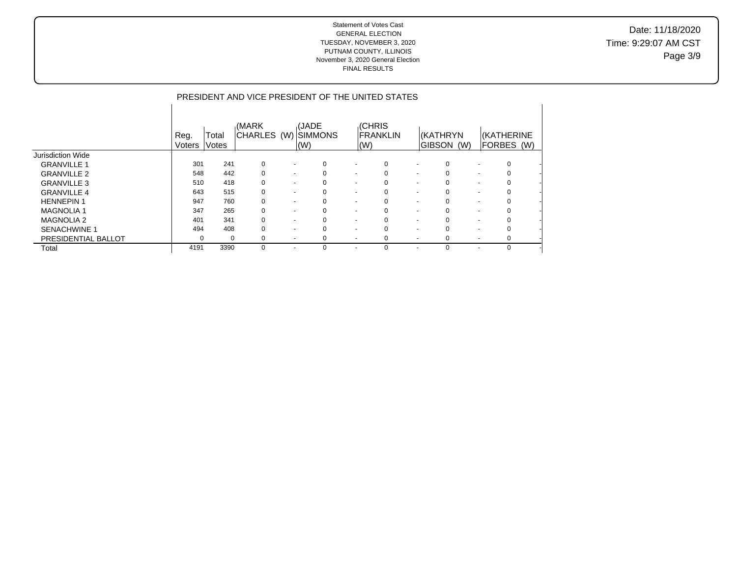Statement of Votes Cast
GENERAL ELECTION
TUESDAY, NOVEMBER 3, 2020
PUTNAM COUNTY, ILLINOIS
November 3, 2020 General Election
FINAL RESULTS

Date: 11/18/2020
Time: 9:29:07 AM CST

## PRESIDENT AND VICE PRESIDENT OF THE UNITED STATES

| | Reg. Voters | Total Votes | (MARK CHARLES (W) | | (JADE SIMMONS (W) | | (CHRIS FRANKLIN (W) | | (KATHRYN GIBSON (W) | | (KATHERINE FORBES (W) | |
|---|---|---|---|---|---|---|---|---|---|---|---|---|
| Jurisdiction Wide | | | | | | | | | | | | |
| GRANVILLE 1 | 301 | 241 | 0 | - | 0 | - | 0 | - | 0 | - | 0 | - |
| GRANVILLE 2 | 548 | 442 | 0 | - | 0 | - | 0 | - | 0 | - | 0 | - |
| GRANVILLE 3 | 510 | 418 | 0 | - | 0 | - | 0 | - | 0 | - | 0 | - |
| GRANVILLE 4 | 643 | 515 | 0 | - | 0 | - | 0 | - | 0 | - | 0 | - |
| HENNEPIN 1 | 947 | 760 | 0 | - | 0 | - | 0 | - | 0 | - | 0 | - |
| MAGNOLIA 1 | 347 | 265 | 0 | - | 0 | - | 0 | - | 0 | - | 0 | - |
| MAGNOLIA 2 | 401 | 341 | 0 | - | 0 | - | 0 | - | 0 | - | 0 | - |
| SENACHWINE 1 | 494 | 408 | 0 | - | 0 | - | 0 | - | 0 | - | 0 | - |
| PRESIDENTIAL BALLOT | 0 | 0 | 0 | - | 0 | - | 0 | - | 0 | - | 0 | - |
| Total | 4191 | 3390 | 0 | - | 0 | - | 0 | - | 0 | - | 0 | - |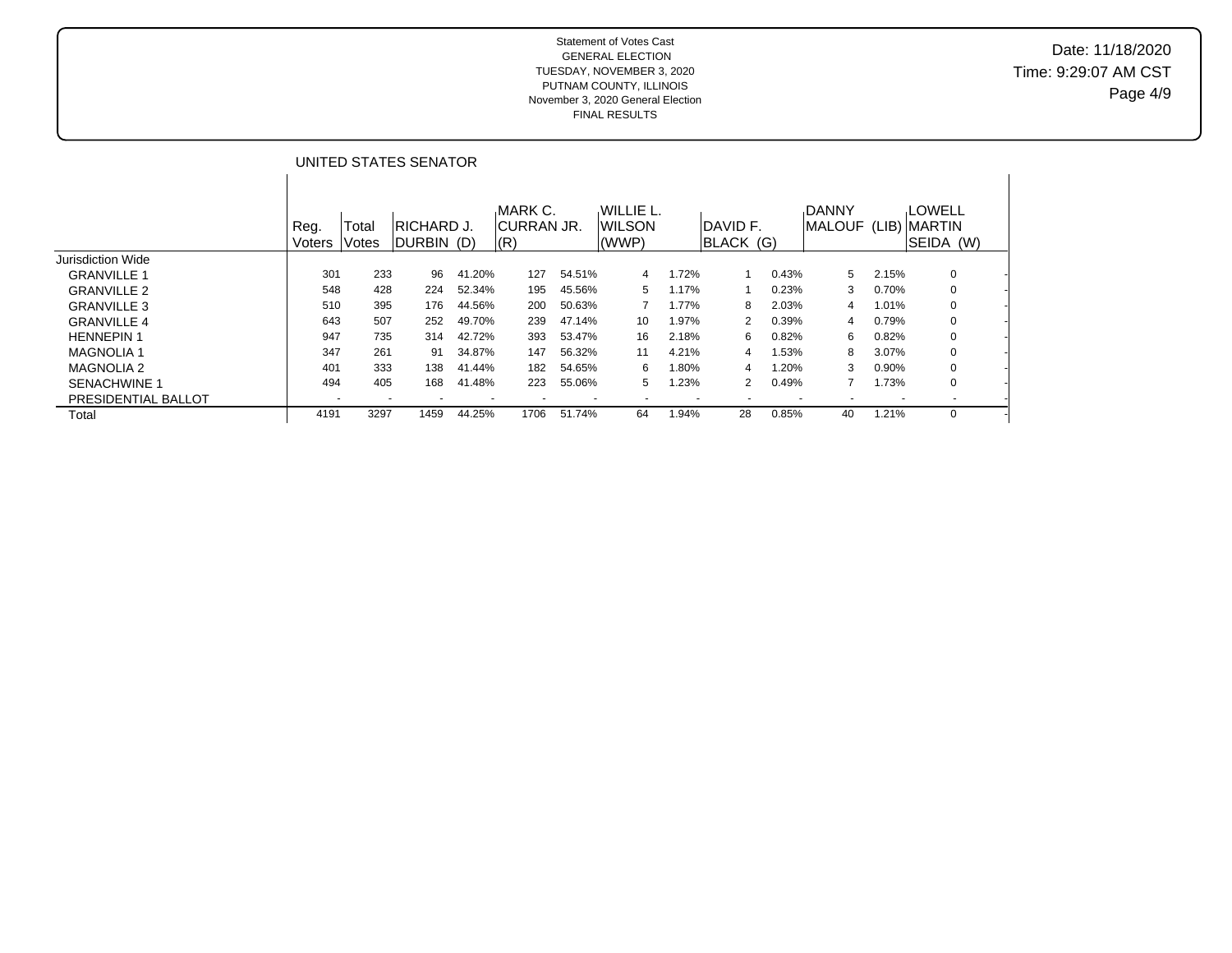Statement of Votes Cast
GENERAL ELECTION
TUESDAY, NOVEMBER 3, 2020
PUTNAM COUNTY, ILLINOIS
November 3, 2020 General Election
FINAL RESULTS

Date: 11/18/2020
Time: 9:29:07 AM CST

## UNITED STATES SENATOR

| | Reg. Voters | Total Votes | RICHARD J. DURBIN (D) | | MARK C. CURRAN JR. (R) | | WILLIE L. WILSON (WWP) | | DAVID F. BLACK (G) | | DANNY MALOUF (LIB) | | LOWELL MARTIN SEIDA (W) | |
|---|---|---|---|---|---|---|---|---|---|---|---|---|---|---|
| Jurisdiction Wide | | | | | | | | | | | | | | |
| GRANVILLE 1 | 301 | 233 | 96 | 41.20% | 127 | 54.51% | 4 | 1.72% | 1 | 0.43% | 5 | 2.15% | 0 | - |
| GRANVILLE 2 | 548 | 428 | 224 | 52.34% | 195 | 45.56% | 5 | 1.17% | 1 | 0.23% | 3 | 0.70% | 0 | - |
| GRANVILLE 3 | 510 | 395 | 176 | 44.56% | 200 | 50.63% | 7 | 1.77% | 8 | 2.03% | 4 | 1.01% | 0 | - |
| GRANVILLE 4 | 643 | 507 | 252 | 49.70% | 239 | 47.14% | 10 | 1.97% | 2 | 0.39% | 4 | 0.79% | 0 | - |
| HENNEPIN 1 | 947 | 735 | 314 | 42.72% | 393 | 53.47% | 16 | 2.18% | 6 | 0.82% | 6 | 0.82% | 0 | - |
| MAGNOLIA 1 | 347 | 261 | 91 | 34.87% | 147 | 56.32% | 11 | 4.21% | 4 | 1.53% | 8 | 3.07% | 0 | - |
| MAGNOLIA 2 | 401 | 333 | 138 | 41.44% | 182 | 54.65% | 6 | 1.80% | 4 | 1.20% | 3 | 0.90% | 0 | - |
| SENACHWINE 1 | 494 | 405 | 168 | 41.48% | 223 | 55.06% | 5 | 1.23% | 2 | 0.49% | 7 | 1.73% | 0 | - |
| PRESIDENTIAL BALLOT | - | - | - | - | - | - | - | - | - | - | - | - | - | - |
| Total | 4191 | 3297 | 1459 | 44.25% | 1706 | 51.74% | 64 | 1.94% | 28 | 0.85% | 40 | 1.21% | 0 | - |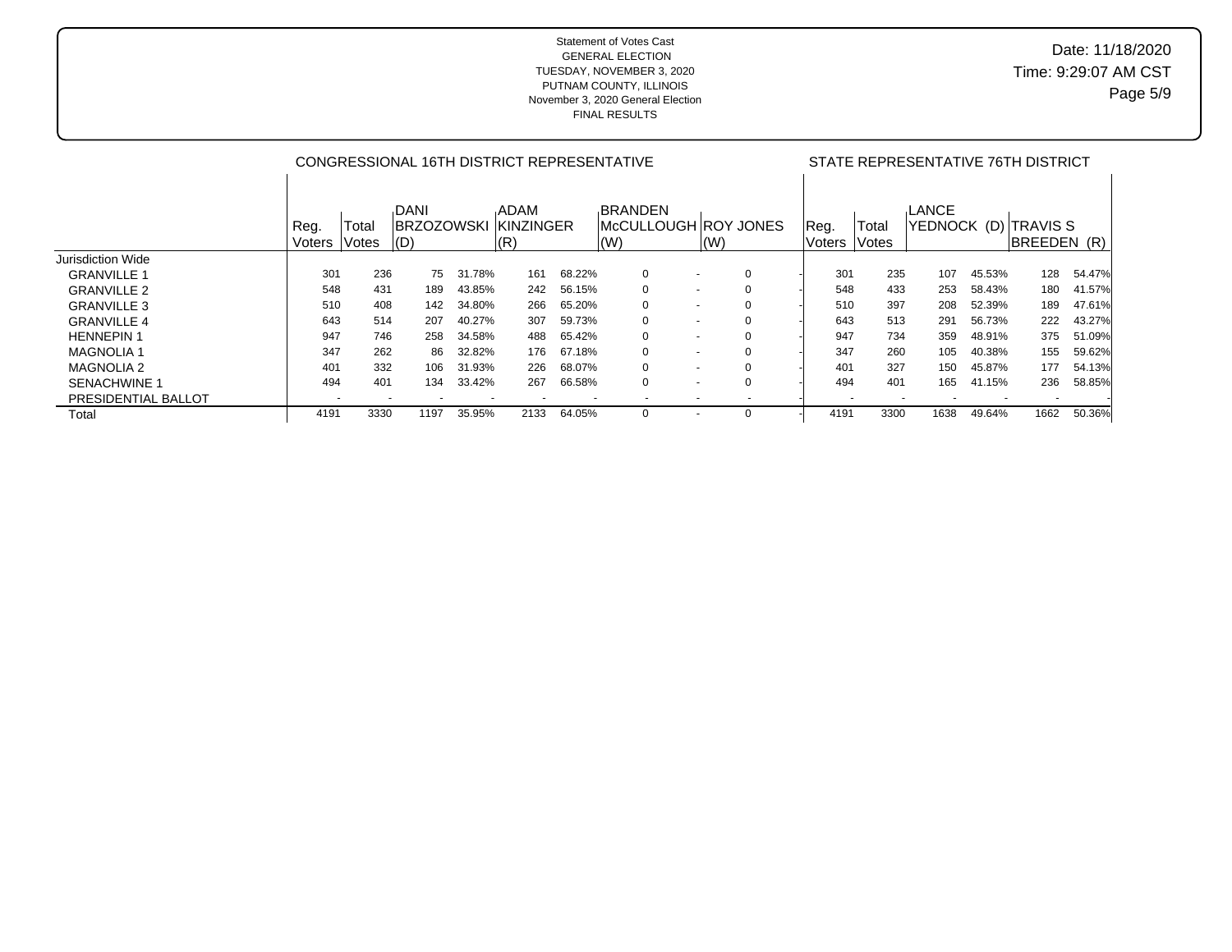Statement of Votes Cast
GENERAL ELECTION
TUESDAY, NOVEMBER 3, 2020
PUTNAM COUNTY, ILLINOIS
November 3, 2020 General Election
FINAL RESULTS

Date: 11/18/2020
Time: 9:29:07 AM CST

| | CONGRESSIONAL 16TH DISTRICT REPRESENTATIVE | | | | | | | | | | STATE REPRESENTATIVE 76TH DISTRICT | | | | | |
|---|---|---|---|---|---|---|---|---|---|---|---|---|---|---|---|---|
| | Reg. Voters | Total Votes | DANI BRZOZOWSKI (D) | | ADAM KINZINGER (R) | | BRANDEN McCULLOUGH (W) | | ROY JONES (W) | | Reg. Voters | Total Votes | LANCE YEDNOCK (D) | | TRAVIS S BREEDEN (R) | |
| Jurisdiction Wide | | | | | | | | | | | | | | | | |
| GRANVILLE 1 | 301 | 236 | 75 | 31.78% | 161 | 68.22% | 0 | - | 0 | - | 301 | 235 | 107 | 45.53% | 128 | 54.47% |
| GRANVILLE 2 | 548 | 431 | 189 | 43.85% | 242 | 56.15% | 0 | - | 0 | - | 548 | 433 | 253 | 58.43% | 180 | 41.57% |
| GRANVILLE 3 | 510 | 408 | 142 | 34.80% | 266 | 65.20% | 0 | - | 0 | - | 510 | 397 | 208 | 52.39% | 189 | 47.61% |
| GRANVILLE 4 | 643 | 514 | 207 | 40.27% | 307 | 59.73% | 0 | - | 0 | - | 643 | 513 | 291 | 56.73% | 222 | 43.27% |
| HENNEPIN 1 | 947 | 746 | 258 | 34.58% | 488 | 65.42% | 0 | - | 0 | - | 947 | 734 | 359 | 48.91% | 375 | 51.09% |
| MAGNOLIA 1 | 347 | 262 | 86 | 32.82% | 176 | 67.18% | 0 | - | 0 | - | 347 | 260 | 105 | 40.38% | 155 | 59.62% |
| MAGNOLIA 2 | 401 | 332 | 106 | 31.93% | 226 | 68.07% | 0 | - | 0 | - | 401 | 327 | 150 | 45.87% | 177 | 54.13% |
| SENACHWINE 1 | 494 | 401 | 134 | 33.42% | 267 | 66.58% | 0 | - | 0 | - | 494 | 401 | 165 | 41.15% | 236 | 58.85% |
| PRESIDENTIAL BALLOT | - | - | - | - | - | - | - | - | - | - | - | - | - | - | - | - |
| Total | 4191 | 3330 | 1197 | 35.95% | 2133 | 64.05% | 0 | - | 0 | - | 4191 | 3300 | 1638 | 49.64% | 1662 | 50.36% |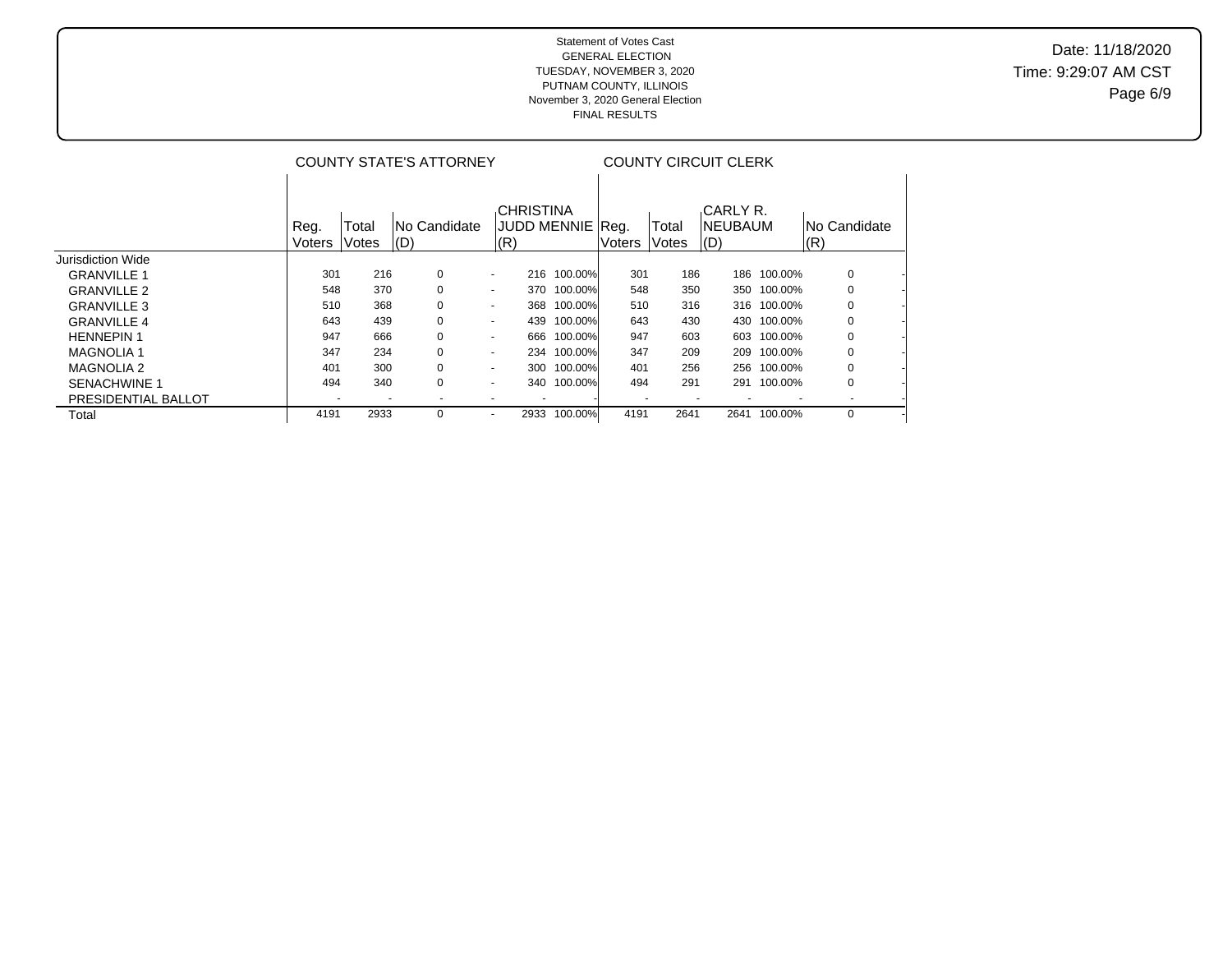Statement of Votes Cast
GENERAL ELECTION
TUESDAY, NOVEMBER 3, 2020
PUTNAM COUNTY, ILLINOIS
November 3, 2020 General Election
FINAL RESULTS

Date: 11/18/2020
Time: 9:29:07 AM CST

| | COUNTY STATE'S ATTORNEY | | | | | | COUNTY CIRCUIT CLERK | | | | | |
|---|---|---|---|---|---|---|---|---|---|---|---|---|
| | Reg. Voters | Total Votes | No Candidate (D) | | CHRISTINA JUDD MENNIE (R) | | Reg. Voters | Total Votes | CARLY R. NEUBAUM (D) | | No Candidate (R) | |
| Jurisdiction Wide | | | | | | | | | | | | |
| GRANVILLE 1 | 301 | 216 | 0 | - | 216 | 100.00% | 301 | 186 | 186 | 100.00% | 0 | - |
| GRANVILLE 2 | 548 | 370 | 0 | - | 370 | 100.00% | 548 | 350 | 350 | 100.00% | 0 | - |
| GRANVILLE 3 | 510 | 368 | 0 | - | 368 | 100.00% | 510 | 316 | 316 | 100.00% | 0 | - |
| GRANVILLE 4 | 643 | 439 | 0 | - | 439 | 100.00% | 643 | 430 | 430 | 100.00% | 0 | - |
| HENNEPIN 1 | 947 | 666 | 0 | - | 666 | 100.00% | 947 | 603 | 603 | 100.00% | 0 | - |
| MAGNOLIA 1 | 347 | 234 | 0 | - | 234 | 100.00% | 347 | 209 | 209 | 100.00% | 0 | - |
| MAGNOLIA 2 | 401 | 300 | 0 | - | 300 | 100.00% | 401 | 256 | 256 | 100.00% | 0 | - |
| SENACHWINE 1 | 494 | 340 | 0 | - | 340 | 100.00% | 494 | 291 | 291 | 100.00% | 0 | - |
| PRESIDENTIAL BALLOT | - | - | - | - | - | - | - | - | - | - | - | - |
| Total | 4191 | 2933 | 0 | - | 2933 | 100.00% | 4191 | 2641 | 2641 | 100.00% | 0 | - |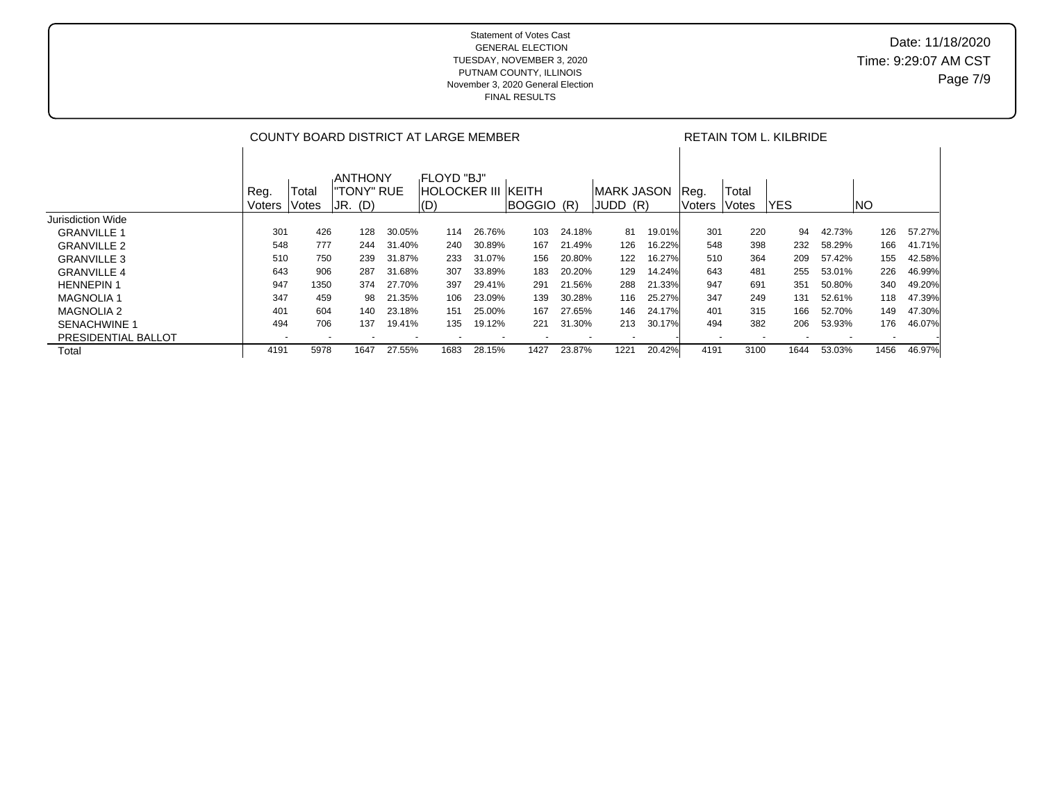Statement of Votes Cast
GENERAL ELECTION
TUESDAY, NOVEMBER 3, 2020
PUTNAM COUNTY, ILLINOIS
November 3, 2020 General Election
FINAL RESULTS

Date: 11/18/2020
Time: 9:29:07 AM CST

| | COUNTY BOARD DISTRICT AT LARGE MEMBER | | | | | | | | | | RETAIN TOM L. KILBRIDE | | | | | |
|---|---|---|---|---|---|---|---|---|---|---|---|---|---|---|---|---|
| | Reg. Voters | Total Votes | ANTHONY "TONY" RUE JR. (D) | | FLOYD "BJ" HOLOCKER III (D) | | KEITH BOGGIO (R) | | MARK JASON JUDD (R) | | Reg. Voters | Total Votes | YES | | NO | |
| Jurisdiction Wide | | | | | | | | | | | | | | | | |
| GRANVILLE 1 | 301 | 426 | 128 | 30.05% | 114 | 26.76% | 103 | 24.18% | 81 | 19.01% | 301 | 220 | 94 | 42.73% | 126 | 57.27% |
| GRANVILLE 2 | 548 | 777 | 244 | 31.40% | 240 | 30.89% | 167 | 21.49% | 126 | 16.22% | 548 | 398 | 232 | 58.29% | 166 | 41.71% |
| GRANVILLE 3 | 510 | 750 | 239 | 31.87% | 233 | 31.07% | 156 | 20.80% | 122 | 16.27% | 510 | 364 | 209 | 57.42% | 155 | 42.58% |
| GRANVILLE 4 | 643 | 906 | 287 | 31.68% | 307 | 33.89% | 183 | 20.20% | 129 | 14.24% | 643 | 481 | 255 | 53.01% | 226 | 46.99% |
| HENNEPIN 1 | 947 | 1350 | 374 | 27.70% | 397 | 29.41% | 291 | 21.56% | 288 | 21.33% | 947 | 691 | 351 | 50.80% | 340 | 49.20% |
| MAGNOLIA 1 | 347 | 459 | 98 | 21.35% | 106 | 23.09% | 139 | 30.28% | 116 | 25.27% | 347 | 249 | 131 | 52.61% | 118 | 47.39% |
| MAGNOLIA 2 | 401 | 604 | 140 | 23.18% | 151 | 25.00% | 167 | 27.65% | 146 | 24.17% | 401 | 315 | 166 | 52.70% | 149 | 47.30% |
| SENACHWINE 1 | 494 | 706 | 137 | 19.41% | 135 | 19.12% | 221 | 31.30% | 213 | 30.17% | 494 | 382 | 206 | 53.93% | 176 | 46.07% |
| PRESIDENTIAL BALLOT | - | - | - | - | - | - | - | - | - | - | - | - | - | - | - | - |
| Total | 4191 | 5978 | 1647 | 27.55% | 1683 | 28.15% | 1427 | 23.87% | 1221 | 20.42% | 4191 | 3100 | 1644 | 53.03% | 1456 | 46.97% |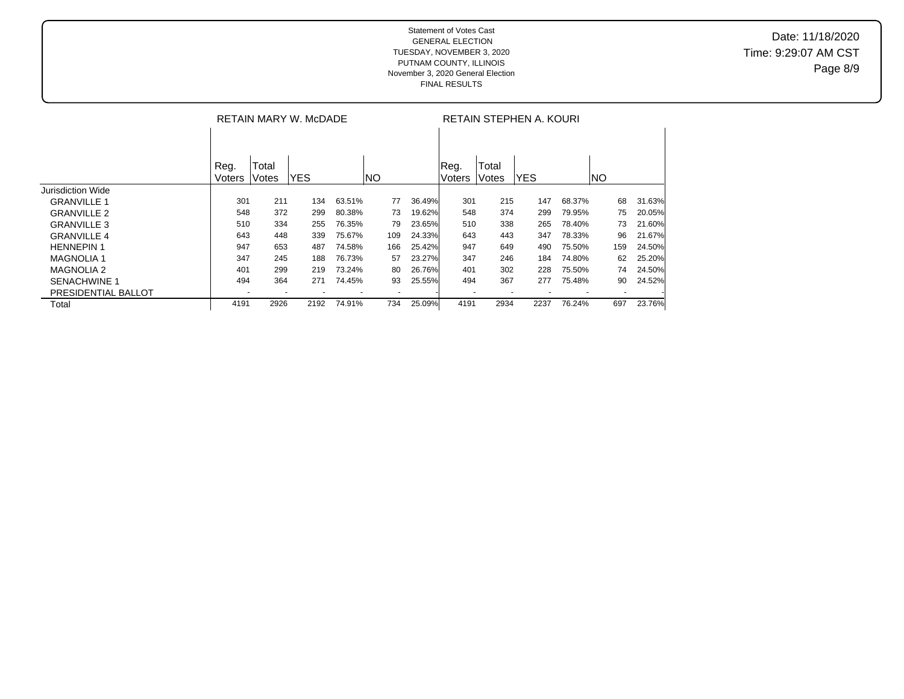Statement of Votes Cast
GENERAL ELECTION
TUESDAY, NOVEMBER 3, 2020
PUTNAM COUNTY, ILLINOIS
November 3, 2020 General Election
FINAL RESULTS

Date: 11/18/2020
Time: 9:29:07 AM CST

| | RETAIN MARY W. McDADE | | | | | | RETAIN STEPHEN A. KOURI | | | | | |
|---|---|---|---|---|---|---|---|---|---|---|---|---|
| | Reg. Voters | Total Votes | YES | | NO | | Reg. Voters | Total Votes | YES | | NO | |
| Jurisdiction Wide | | | | | | | | | | | | |
| GRANVILLE 1 | 301 | 211 | 134 | 63.51% | 77 | 36.49% | 301 | 215 | 147 | 68.37% | 68 | 31.63% |
| GRANVILLE 2 | 548 | 372 | 299 | 80.38% | 73 | 19.62% | 548 | 374 | 299 | 79.95% | 75 | 20.05% |
| GRANVILLE 3 | 510 | 334 | 255 | 76.35% | 79 | 23.65% | 510 | 338 | 265 | 78.40% | 73 | 21.60% |
| GRANVILLE 4 | 643 | 448 | 339 | 75.67% | 109 | 24.33% | 643 | 443 | 347 | 78.33% | 96 | 21.67% |
| HENNEPIN 1 | 947 | 653 | 487 | 74.58% | 166 | 25.42% | 947 | 649 | 490 | 75.50% | 159 | 24.50% |
| MAGNOLIA 1 | 347 | 245 | 188 | 76.73% | 57 | 23.27% | 347 | 246 | 184 | 74.80% | 62 | 25.20% |
| MAGNOLIA 2 | 401 | 299 | 219 | 73.24% | 80 | 26.76% | 401 | 302 | 228 | 75.50% | 74 | 24.50% |
| SENACHWINE 1 | 494 | 364 | 271 | 74.45% | 93 | 25.55% | 494 | 367 | 277 | 75.48% | 90 | 24.52% |
| PRESIDENTIAL BALLOT | - | - | - | - | - | - | - | - | - | - | - | - |
| Total | 4191 | 2926 | 2192 | 74.91% | 734 | 25.09% | 4191 | 2934 | 2237 | 76.24% | 697 | 23.76% |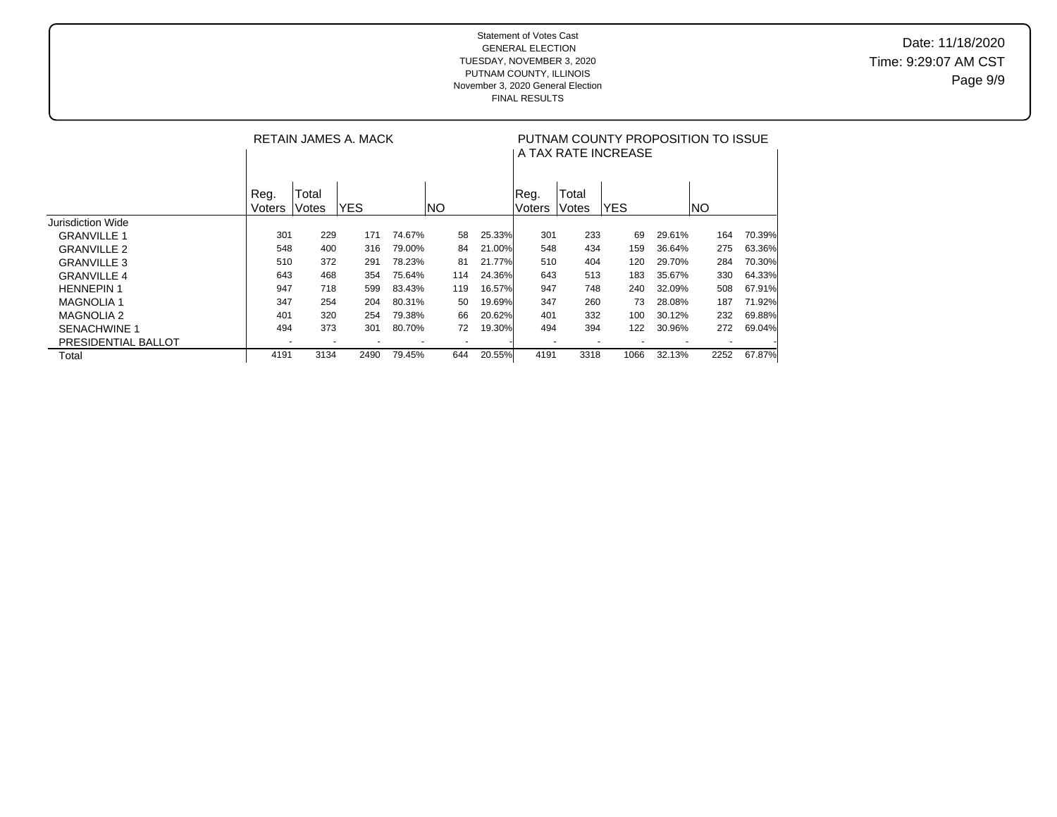Statement of Votes Cast
GENERAL ELECTION
TUESDAY, NOVEMBER 3, 2020
PUTNAM COUNTY, ILLINOIS
November 3, 2020 General Election
FINAL RESULTS

Date: 11/18/2020
Time: 9:29:07 AM CST

| | RETAIN JAMES A. MACK | | | | | | PUTNAM COUNTY PROPOSITION TO ISSUE A TAX RATE INCREASE | | | | | |
|---|---|---|---|---|---|---|---|---|---|---|---|---|
| | Reg. Voters | Total Votes | YES | | NO | | Reg. Voters | Total Votes | YES | | NO | |
| Jurisdiction Wide | | | | | | | | | | | | |
| GRANVILLE 1 | 301 | 229 | 171 | 74.67% | 58 | 25.33% | 301 | 233 | 69 | 29.61% | 164 | 70.39% |
| GRANVILLE 2 | 548 | 400 | 316 | 79.00% | 84 | 21.00% | 548 | 434 | 159 | 36.64% | 275 | 63.36% |
| GRANVILLE 3 | 510 | 372 | 291 | 78.23% | 81 | 21.77% | 510 | 404 | 120 | 29.70% | 284 | 70.30% |
| GRANVILLE 4 | 643 | 468 | 354 | 75.64% | 114 | 24.36% | 643 | 513 | 183 | 35.67% | 330 | 64.33% |
| HENNEPIN 1 | 947 | 718 | 599 | 83.43% | 119 | 16.57% | 947 | 748 | 240 | 32.09% | 508 | 67.91% |
| MAGNOLIA 1 | 347 | 254 | 204 | 80.31% | 50 | 19.69% | 347 | 260 | 73 | 28.08% | 187 | 71.92% |
| MAGNOLIA 2 | 401 | 320 | 254 | 79.38% | 66 | 20.62% | 401 | 332 | 100 | 30.12% | 232 | 69.88% |
| SENACHWINE 1 | 494 | 373 | 301 | 80.70% | 72 | 19.30% | 494 | 394 | 122 | 30.96% | 272 | 69.04% |
| PRESIDENTIAL BALLOT | - | - | - | - | - | - | - | - | - | - | - | - |
| Total | 4191 | 3134 | 2490 | 79.45% | 644 | 20.55% | 4191 | 3318 | 1066 | 32.13% | 2252 | 67.87% |